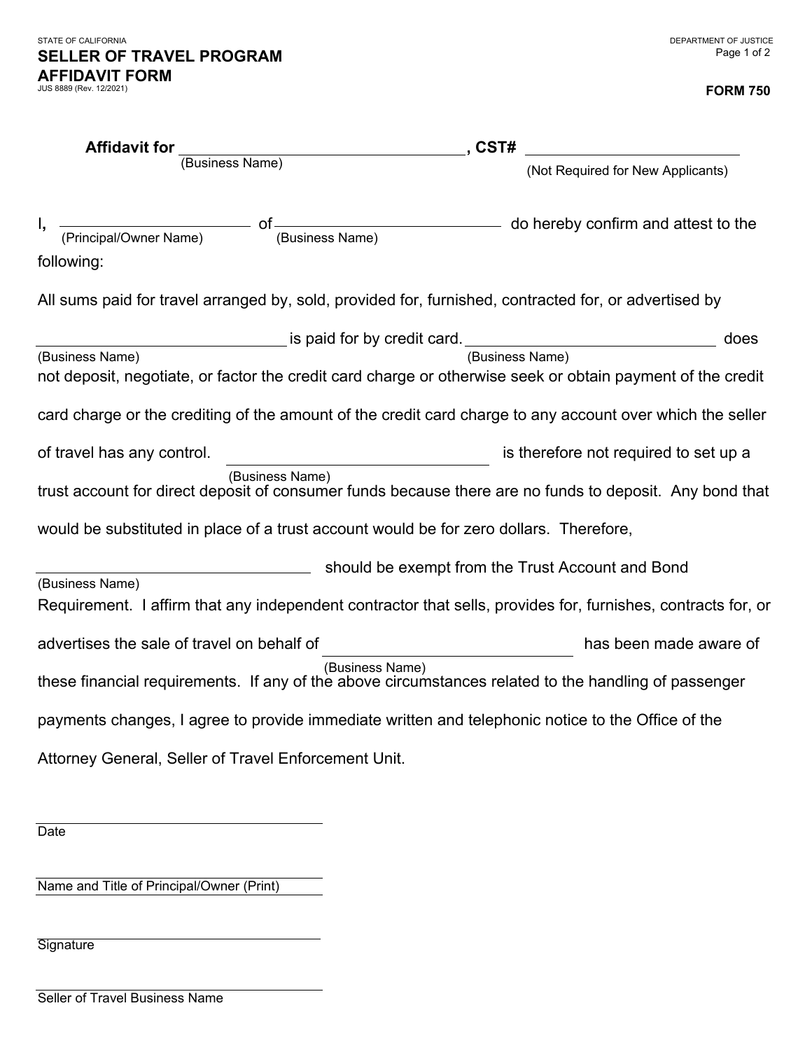STATE OF CALIFORNIA

DEPARTMENT OF JUSTICE

# SELLER OF TRAVEL PROGRAM AFFIDAVIT FORM

JUS 8889 (Rev. 12/2021)

**FORM 750**

**Affidavit for** ______________________________ **, CST#** ____________________
(Business Name) (Not Required for New Applicants)

I, ____________________ of ____________________ do hereby confirm and attest to the following:
(Principal/Owner Name) (Business Name)

All sums paid for travel arranged by, sold, provided for, furnished, contracted for, or advertised by ____________________ (Business Name) is paid for by credit card. ____________________ (Business Name) does not deposit, negotiate, or factor the credit card charge or otherwise seek or obtain payment of the credit card charge or the crediting of the amount of the credit card charge to any account over which the seller of travel has any control. ____________________ (Business Name) is therefore not required to set up a trust account for direct deposit of consumer funds because there are no funds to deposit. Any bond that would be substituted in place of a trust account would be for zero dollars. Therefore, ____________________ (Business Name) should be exempt from the Trust Account and Bond Requirement. I affirm that any independent contractor that sells, provides for, furnishes, contracts for, or advertises the sale of travel on behalf of ____________________ (Business Name) has been made aware of these financial requirements. If any of the above circumstances related to the handling of passenger payments changes, I agree to provide immediate written and telephonic notice to the Office of the Attorney General, Seller of Travel Enforcement Unit.

______________________________
Date

______________________________
Name and Title of Principal/Owner (Print)

______________________________
Signature

______________________________
Seller of Travel Business Name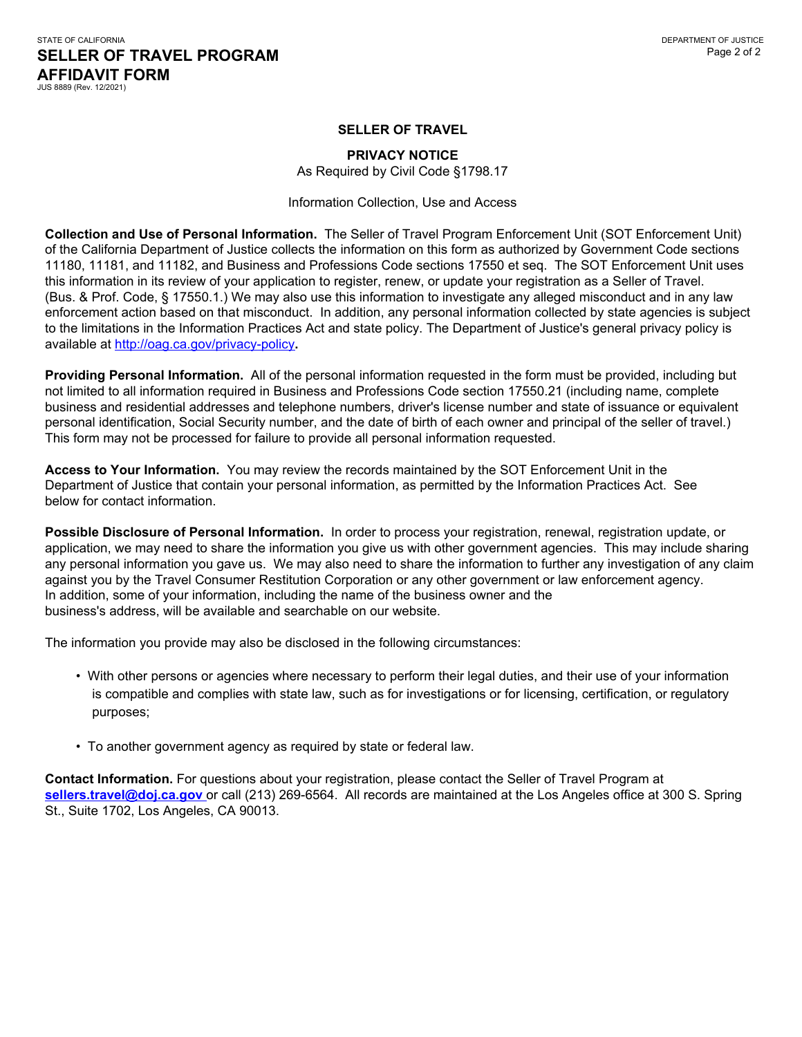# SELLER OF TRAVEL

## PRIVACY NOTICE

As Required by Civil Code §1798.17

Information Collection, Use and Access

**Collection and Use of Personal Information.** The Seller of Travel Program Enforcement Unit (SOT Enforcement Unit) of the California Department of Justice collects the information on this form as authorized by Government Code sections 11180, 11181, and 11182, and Business and Professions Code sections 17550 et seq. The SOT Enforcement Unit uses this information in its review of your application to register, renew, or update your registration as a Seller of Travel. (Bus. & Prof. Code, § 17550.1.) We may also use this information to investigate any alleged misconduct and in any law enforcement action based on that misconduct. In addition, any personal information collected by state agencies is subject to the limitations in the Information Practices Act and state policy. The Department of Justice's general privacy policy is available at http://oag.ca.gov/privacy-policy**.**

**Providing Personal Information.** All of the personal information requested in the form must be provided, including but not limited to all information required in Business and Professions Code section 17550.21 (including name, complete business and residential addresses and telephone numbers, driver's license number and state of issuance or equivalent personal identification, Social Security number, and the date of birth of each owner and principal of the seller of travel.) This form may not be processed for failure to provide all personal information requested.

**Access to Your Information.** You may review the records maintained by the SOT Enforcement Unit in the Department of Justice that contain your personal information, as permitted by the Information Practices Act. See below for contact information.

**Possible Disclosure of Personal Information.** In order to process your registration, renewal, registration update, or application, we may need to share the information you give us with other government agencies. This may include sharing any personal information you gave us. We may also need to share the information to further any investigation of any claim against you by the Travel Consumer Restitution Corporation or any other government or law enforcement agency. In addition, some of your information, including the name of the business owner and the business's address, will be available and searchable on our website.

The information you provide may also be disclosed in the following circumstances:

- With other persons or agencies where necessary to perform their legal duties, and their use of your information is compatible and complies with state law, such as for investigations or for licensing, certification, or regulatory purposes;
- To another government agency as required by state or federal law.

**Contact Information.** For questions about your registration, please contact the Seller of Travel Program at **sellers.travel@doj.ca.gov** or call (213) 269-6564. All records are maintained at the Los Angeles office at 300 S. Spring St., Suite 1702, Los Angeles, CA 90013.